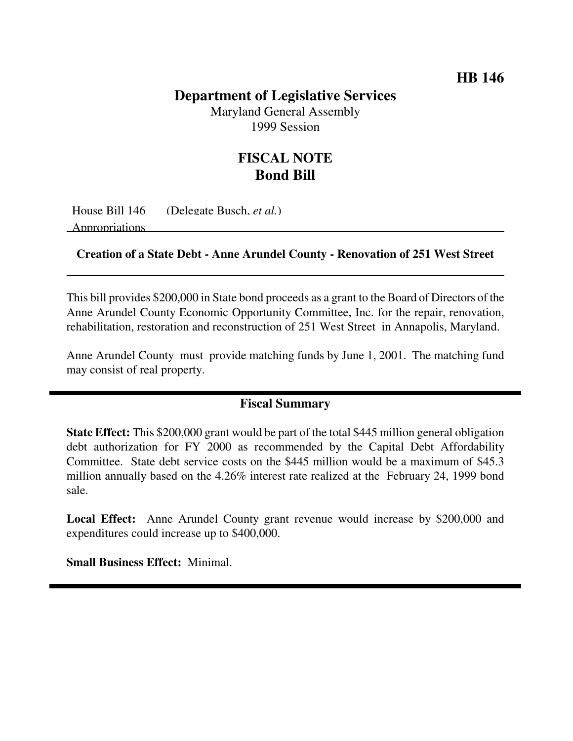**HB 146**

# Department of Legislative Services

Maryland General Assembly
1999 Session

## FISCAL NOTE
## Bond Bill

House Bill 146 (Delegate Busch, *et al.*)
Appropriations

**Creation of a State Debt - Anne Arundel County - Renovation of 251 West Street**

This bill provides $200,000 in State bond proceeds as a grant to the Board of Directors of the Anne Arundel County Economic Opportunity Committee, Inc. for the repair, renovation, rehabilitation, restoration and reconstruction of 251 West Street in Annapolis, Maryland.

Anne Arundel County must provide matching funds by June 1, 2001. The matching fund may consist of real property.

## Fiscal Summary

**State Effect:** This $200,000 grant would be part of the total $445 million general obligation debt authorization for FY 2000 as recommended by the Capital Debt Affordability Committee. State debt service costs on the $445 million would be a maximum of $45.3 million annually based on the 4.26% interest rate realized at the February 24, 1999 bond sale.

**Local Effect:** Anne Arundel County grant revenue would increase by $200,000 and expenditures could increase up to $400,000.

**Small Business Effect:** Minimal.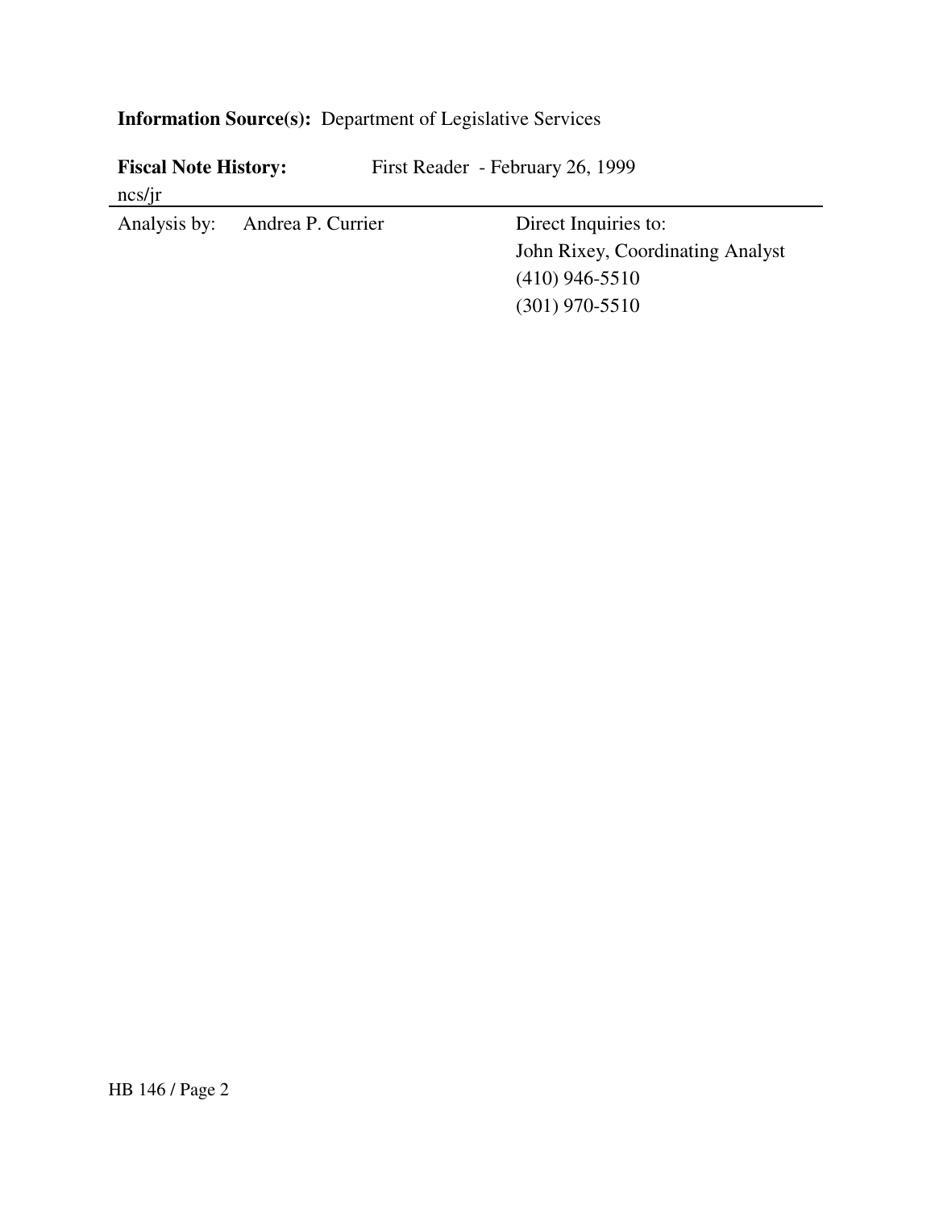**Information Source(s):** Department of Legislative Services

**Fiscal Note History:** First Reader - February 26, 1999

ncs/jr

---

Analysis by: Andrea P. Currier

Direct Inquiries to:
John Rixey, Coordinating Analyst
(410) 946-5510
(301) 970-5510